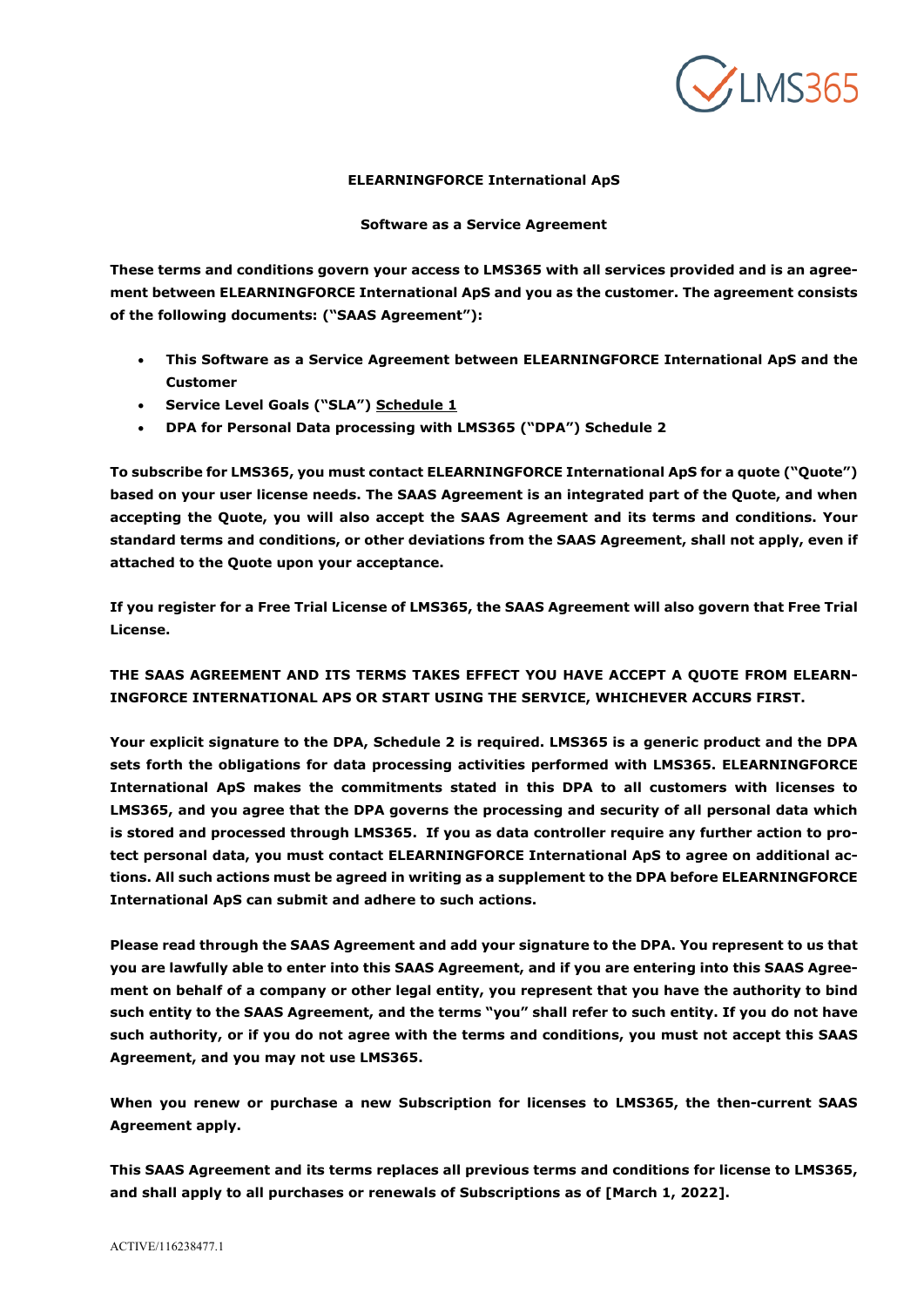**ELEARNINGFORCE International ApS**

**Software as a Service Agreement**

**These terms and conditions govern your access to LMS365 with all services provided and is an agreement between ELEARNINGFORCE International ApS and you as the customer. The agreement consists of the following documents: ("SAAS Agreement"):**

- **This Software as a Service Agreement between ELEARNINGFORCE International ApS and the Customer**
- **Service Level Goals ("SLA") Schedule 1**
- **DPA for Personal Data processing with LMS365 ("DPA") Schedule 2**

**To subscribe for LMS365, you must contact ELEARNINGFORCE International ApS for a quote ("Quote") based on your user license needs. The SAAS Agreement is an integrated part of the Quote, and when accepting the Quote, you will also accept the SAAS Agreement and its terms and conditions. Your standard terms and conditions, or other deviations from the SAAS Agreement, shall not apply, even if attached to the Quote upon your acceptance.**

**If you register for a Free Trial License of LMS365, the SAAS Agreement will also govern that Free Trial License.**

**THE SAAS AGREEMENT AND ITS TERMS TAKES EFFECT YOU HAVE ACCEPT A QUOTE FROM ELEARNINGFORCE INTERNATIONAL APS OR START USING THE SERVICE, WHICHEVER ACCURS FIRST.**

**Your explicit signature to the DPA, Schedule 2 is required. LMS365 is a generic product and the DPA sets forth the obligations for data processing activities performed with LMS365. ELEARNINGFORCE International ApS makes the commitments stated in this DPA to all customers with licenses to LMS365, and you agree that the DPA governs the processing and security of all personal data which is stored and processed through LMS365. If you as data controller require any further action to protect personal data, you must contact ELEARNINGFORCE International ApS to agree on additional actions. All such actions must be agreed in writing as a supplement to the DPA before ELEARNINGFORCE International ApS can submit and adhere to such actions.**

**Please read through the SAAS Agreement and add your signature to the DPA. You represent to us that you are lawfully able to enter into this SAAS Agreement, and if you are entering into this SAAS Agreement on behalf of a company or other legal entity, you represent that you have the authority to bind such entity to the SAAS Agreement, and the terms "you" shall refer to such entity. If you do not have such authority, or if you do not agree with the terms and conditions, you must not accept this SAAS Agreement, and you may not use LMS365.**

**When you renew or purchase a new Subscription for licenses to LMS365, the then-current SAAS Agreement apply.**

**This SAAS Agreement and its terms replaces all previous terms and conditions for license to LMS365, and shall apply to all purchases or renewals of Subscriptions as of [March 1, 2022].**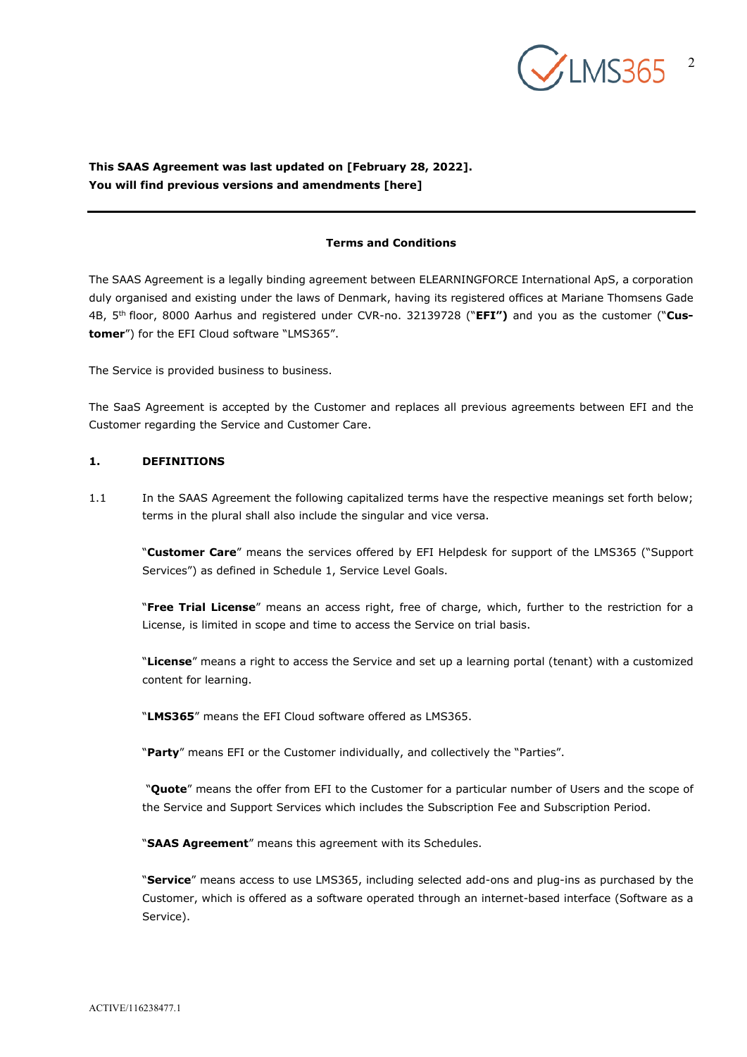**This SAAS Agreement was last updated on [February 28, 2022].**
**You will find previous versions and amendments [here]**

---

**Terms and Conditions**

The SAAS Agreement is a legally binding agreement between ELEARNINGFORCE International ApS, a corporation duly organised and existing under the laws of Denmark, having its registered offices at Mariane Thomsens Gade 4B, 5th floor, 8000 Aarhus and registered under CVR-no. 32139728 ("**EFI")** and you as the customer ("**Customer**") for the EFI Cloud software "LMS365".

The Service is provided business to business.

The SaaS Agreement is accepted by the Customer and replaces all previous agreements between EFI and the Customer regarding the Service and Customer Care.

## 1. DEFINITIONS

1.1 In the SAAS Agreement the following capitalized terms have the respective meanings set forth below; terms in the plural shall also include the singular and vice versa.

"**Customer Care**" means the services offered by EFI Helpdesk for support of the LMS365 ("Support Services") as defined in Schedule 1, Service Level Goals.

"**Free Trial License**" means an access right, free of charge, which, further to the restriction for a License, is limited in scope and time to access the Service on trial basis.

"**License**" means a right to access the Service and set up a learning portal (tenant) with a customized content for learning.

"**LMS365**" means the EFI Cloud software offered as LMS365.

"**Party**" means EFI or the Customer individually, and collectively the "Parties".

"**Quote**" means the offer from EFI to the Customer for a particular number of Users and the scope of the Service and Support Services which includes the Subscription Fee and Subscription Period.

"**SAAS Agreement**" means this agreement with its Schedules.

"**Service**" means access to use LMS365, including selected add-ons and plug-ins as purchased by the Customer, which is offered as a software operated through an internet-based interface (Software as a Service).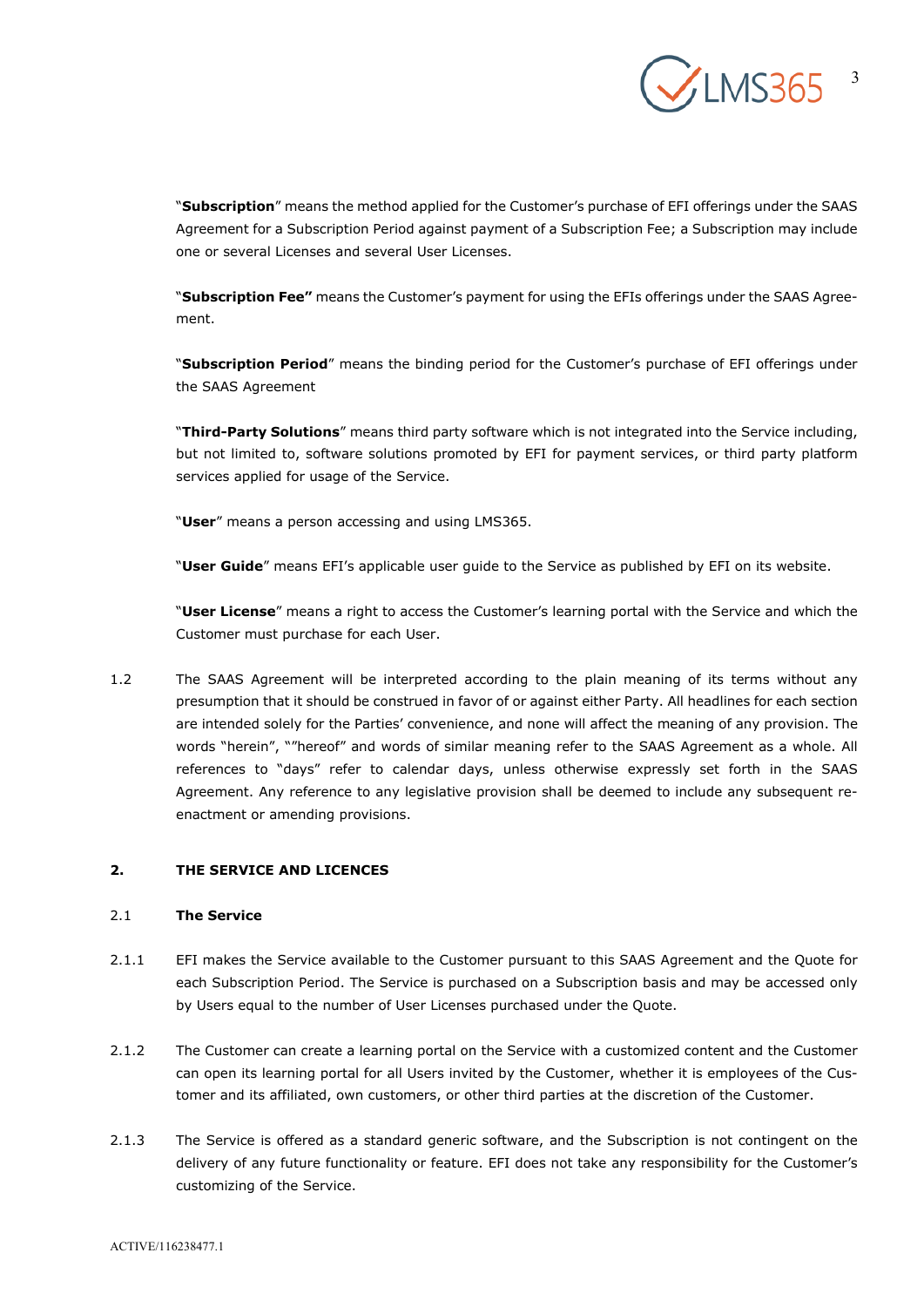"**Subscription**" means the method applied for the Customer's purchase of EFI offerings under the SAAS Agreement for a Subscription Period against payment of a Subscription Fee; a Subscription may include one or several Licenses and several User Licenses.

"**Subscription Fee"** means the Customer's payment for using the EFIs offerings under the SAAS Agreement.

"**Subscription Period**" means the binding period for the Customer's purchase of EFI offerings under the SAAS Agreement

"**Third-Party Solutions**" means third party software which is not integrated into the Service including, but not limited to, software solutions promoted by EFI for payment services, or third party platform services applied for usage of the Service.

"**User**" means a person accessing and using LMS365.

"**User Guide**" means EFI's applicable user guide to the Service as published by EFI on its website.

"**User License**" means a right to access the Customer's learning portal with the Service and which the Customer must purchase for each User.

1.2 The SAAS Agreement will be interpreted according to the plain meaning of its terms without any presumption that it should be construed in favor of or against either Party. All headlines for each section are intended solely for the Parties' convenience, and none will affect the meaning of any provision. The words "herein", ""hereof" and words of similar meaning refer to the SAAS Agreement as a whole. All references to "days" refer to calendar days, unless otherwise expressly set forth in the SAAS Agreement. Any reference to any legislative provision shall be deemed to include any subsequent re-enactment or amending provisions.

## 2. THE SERVICE AND LICENCES

### 2.1 The Service

2.1.1 EFI makes the Service available to the Customer pursuant to this SAAS Agreement and the Quote for each Subscription Period. The Service is purchased on a Subscription basis and may be accessed only by Users equal to the number of User Licenses purchased under the Quote.

2.1.2 The Customer can create a learning portal on the Service with a customized content and the Customer can open its learning portal for all Users invited by the Customer, whether it is employees of the Customer and its affiliated, own customers, or other third parties at the discretion of the Customer.

2.1.3 The Service is offered as a standard generic software, and the Subscription is not contingent on the delivery of any future functionality or feature. EFI does not take any responsibility for the Customer's customizing of the Service.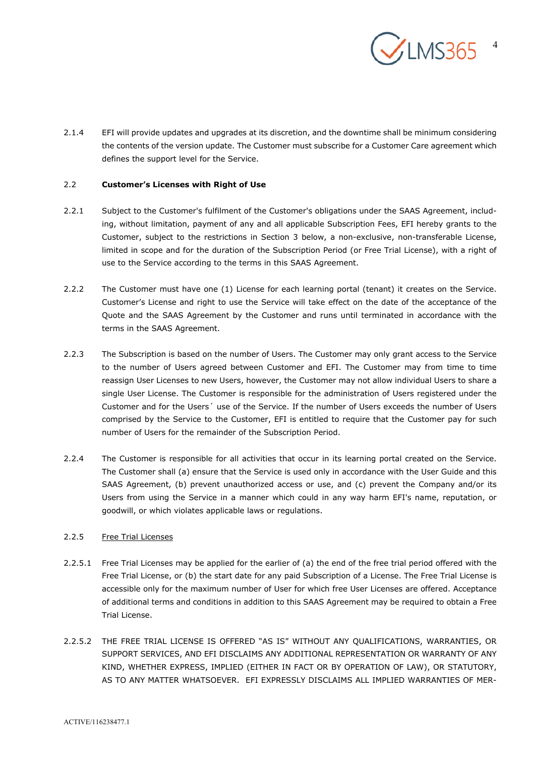2.1.4 EFI will provide updates and upgrades at its discretion, and the downtime shall be minimum considering the contents of the version update. The Customer must subscribe for a Customer Care agreement which defines the support level for the Service.

2.2 **Customer's Licenses with Right of Use**

2.2.1 Subject to the Customer's fulfilment of the Customer's obligations under the SAAS Agreement, including, without limitation, payment of any and all applicable Subscription Fees, EFI hereby grants to the Customer, subject to the restrictions in Section 3 below, a non-exclusive, non-transferable License, limited in scope and for the duration of the Subscription Period (or Free Trial License), with a right of use to the Service according to the terms in this SAAS Agreement.

2.2.2 The Customer must have one (1) License for each learning portal (tenant) it creates on the Service. Customer's License and right to use the Service will take effect on the date of the acceptance of the Quote and the SAAS Agreement by the Customer and runs until terminated in accordance with the terms in the SAAS Agreement.

2.2.3 The Subscription is based on the number of Users. The Customer may only grant access to the Service to the number of Users agreed between Customer and EFI. The Customer may from time to time reassign User Licenses to new Users, however, the Customer may not allow individual Users to share a single User License. The Customer is responsible for the administration of Users registered under the Customer and for the Users´ use of the Service. If the number of Users exceeds the number of Users comprised by the Service to the Customer, EFI is entitled to require that the Customer pay for such number of Users for the remainder of the Subscription Period.

2.2.4 The Customer is responsible for all activities that occur in its learning portal created on the Service. The Customer shall (a) ensure that the Service is used only in accordance with the User Guide and this SAAS Agreement, (b) prevent unauthorized access or use, and (c) prevent the Company and/or its Users from using the Service in a manner which could in any way harm EFI's name, reputation, or goodwill, or which violates applicable laws or regulations.

2.2.5 <u>Free Trial Licenses</u>

2.2.5.1 Free Trial Licenses may be applied for the earlier of (a) the end of the free trial period offered with the Free Trial License, or (b) the start date for any paid Subscription of a License. The Free Trial License is accessible only for the maximum number of User for which free User Licenses are offered. Acceptance of additional terms and conditions in addition to this SAAS Agreement may be required to obtain a Free Trial License.

2.2.5.2 THE FREE TRIAL LICENSE IS OFFERED "AS IS" WITHOUT ANY QUALIFICATIONS, WARRANTIES, OR SUPPORT SERVICES, AND EFI DISCLAIMS ANY ADDITIONAL REPRESENTATION OR WARRANTY OF ANY KIND, WHETHER EXPRESS, IMPLIED (EITHER IN FACT OR BY OPERATION OF LAW), OR STATUTORY, AS TO ANY MATTER WHATSOEVER. EFI EXPRESSLY DISCLAIMS ALL IMPLIED WARRANTIES OF MER-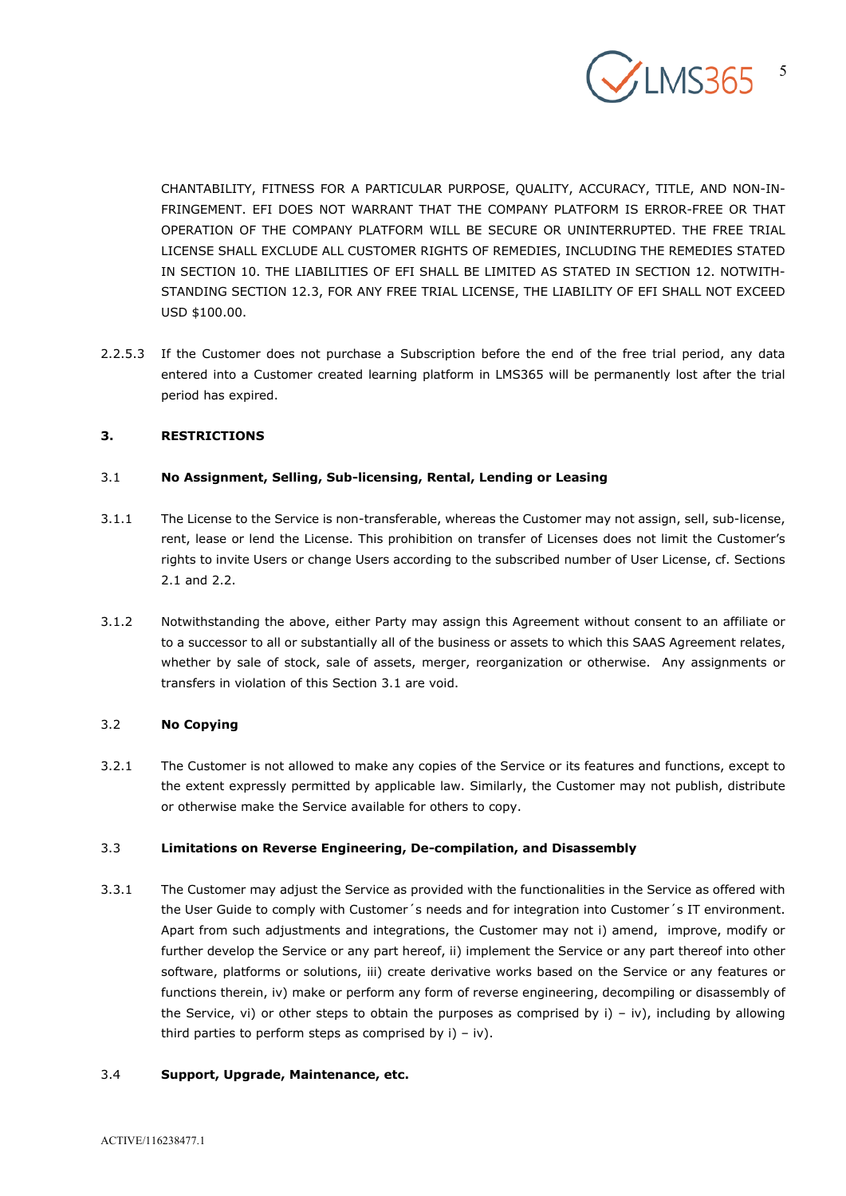CHANTABILITY, FITNESS FOR A PARTICULAR PURPOSE, QUALITY, ACCURACY, TITLE, AND NON-INFRINGEMENT. EFI DOES NOT WARRANT THAT THE COMPANY PLATFORM IS ERROR-FREE OR THAT OPERATION OF THE COMPANY PLATFORM WILL BE SECURE OR UNINTERRUPTED. THE FREE TRIAL LICENSE SHALL EXCLUDE ALL CUSTOMER RIGHTS OF REMEDIES, INCLUDING THE REMEDIES STATED IN SECTION 10. THE LIABILITIES OF EFI SHALL BE LIMITED AS STATED IN SECTION 12. NOTWITHSTANDING SECTION 12.3, FOR ANY FREE TRIAL LICENSE, THE LIABILITY OF EFI SHALL NOT EXCEED USD $100.00.

2.2.5.3 If the Customer does not purchase a Subscription before the end of the free trial period, any data entered into a Customer created learning platform in LMS365 will be permanently lost after the trial period has expired.

## 3. RESTRICTIONS

### 3.1 No Assignment, Selling, Sub-licensing, Rental, Lending or Leasing

3.1.1 The License to the Service is non-transferable, whereas the Customer may not assign, sell, sub-license, rent, lease or lend the License. This prohibition on transfer of Licenses does not limit the Customer's rights to invite Users or change Users according to the subscribed number of User License, cf. Sections 2.1 and 2.2.

3.1.2 Notwithstanding the above, either Party may assign this Agreement without consent to an affiliate or to a successor to all or substantially all of the business or assets to which this SAAS Agreement relates, whether by sale of stock, sale of assets, merger, reorganization or otherwise. Any assignments or transfers in violation of this Section 3.1 are void.

### 3.2 No Copying

3.2.1 The Customer is not allowed to make any copies of the Service or its features and functions, except to the extent expressly permitted by applicable law. Similarly, the Customer may not publish, distribute or otherwise make the Service available for others to copy.

### 3.3 Limitations on Reverse Engineering, De-compilation, and Disassembly

3.3.1 The Customer may adjust the Service as provided with the functionalities in the Service as offered with the User Guide to comply with Customer´s needs and for integration into Customer´s IT environment. Apart from such adjustments and integrations, the Customer may not i) amend, improve, modify or further develop the Service or any part hereof, ii) implement the Service or any part thereof into other software, platforms or solutions, iii) create derivative works based on the Service or any features or functions therein, iv) make or perform any form of reverse engineering, decompiling or disassembly of the Service, vi) or other steps to obtain the purposes as comprised by i) – iv), including by allowing third parties to perform steps as comprised by i) – iv).

### 3.4 Support, Upgrade, Maintenance, etc.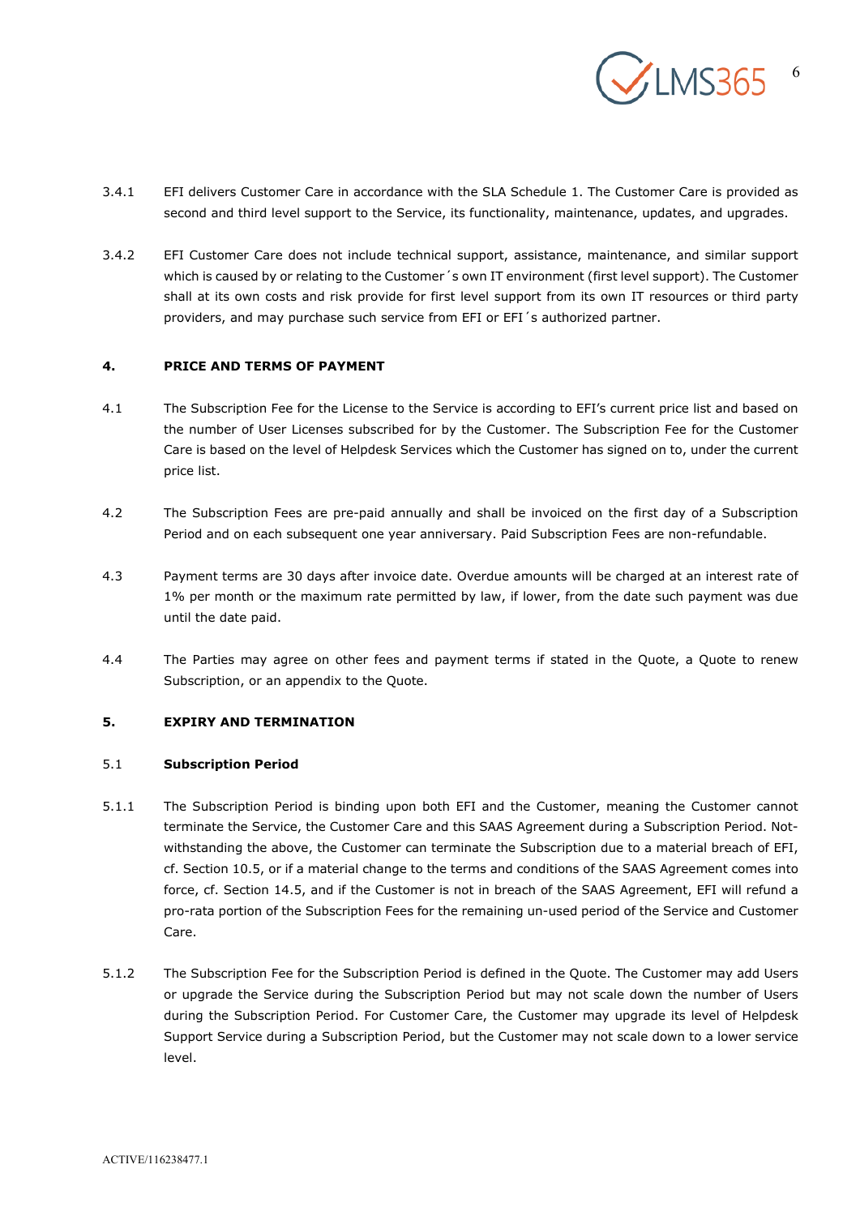3.4.1 EFI delivers Customer Care in accordance with the SLA Schedule 1. The Customer Care is provided as second and third level support to the Service, its functionality, maintenance, updates, and upgrades.

3.4.2 EFI Customer Care does not include technical support, assistance, maintenance, and similar support which is caused by or relating to the Customer´s own IT environment (first level support). The Customer shall at its own costs and risk provide for first level support from its own IT resources or third party providers, and may purchase such service from EFI or EFI´s authorized partner.

## 4. PRICE AND TERMS OF PAYMENT

4.1 The Subscription Fee for the License to the Service is according to EFI's current price list and based on the number of User Licenses subscribed for by the Customer. The Subscription Fee for the Customer Care is based on the level of Helpdesk Services which the Customer has signed on to, under the current price list.

4.2 The Subscription Fees are pre-paid annually and shall be invoiced on the first day of a Subscription Period and on each subsequent one year anniversary. Paid Subscription Fees are non-refundable.

4.3 Payment terms are 30 days after invoice date. Overdue amounts will be charged at an interest rate of 1% per month or the maximum rate permitted by law, if lower, from the date such payment was due until the date paid.

4.4 The Parties may agree on other fees and payment terms if stated in the Quote, a Quote to renew Subscription, or an appendix to the Quote.

## 5. EXPIRY AND TERMINATION

### 5.1 Subscription Period

5.1.1 The Subscription Period is binding upon both EFI and the Customer, meaning the Customer cannot terminate the Service, the Customer Care and this SAAS Agreement during a Subscription Period. Notwithstanding the above, the Customer can terminate the Subscription due to a material breach of EFI, cf. Section 10.5, or if a material change to the terms and conditions of the SAAS Agreement comes into force, cf. Section 14.5, and if the Customer is not in breach of the SAAS Agreement, EFI will refund a pro-rata portion of the Subscription Fees for the remaining un-used period of the Service and Customer Care.

5.1.2 The Subscription Fee for the Subscription Period is defined in the Quote. The Customer may add Users or upgrade the Service during the Subscription Period but may not scale down the number of Users during the Subscription Period. For Customer Care, the Customer may upgrade its level of Helpdesk Support Service during a Subscription Period, but the Customer may not scale down to a lower service level.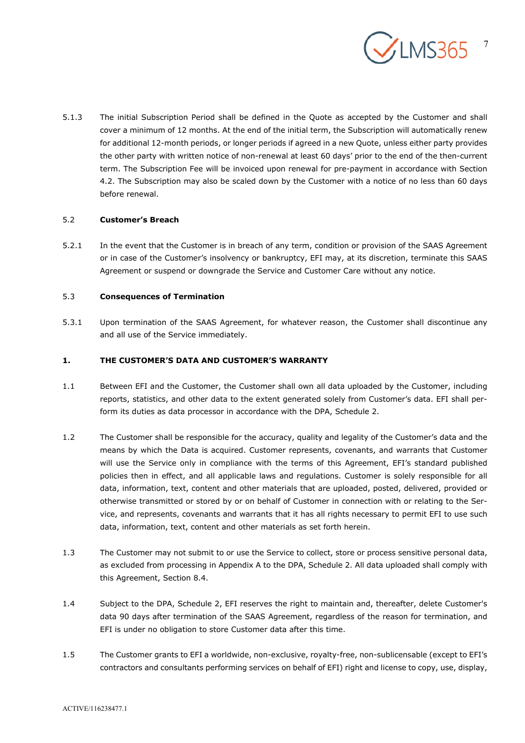5.1.3 The initial Subscription Period shall be defined in the Quote as accepted by the Customer and shall cover a minimum of 12 months. At the end of the initial term, the Subscription will automatically renew for additional 12-month periods, or longer periods if agreed in a new Quote, unless either party provides the other party with written notice of non-renewal at least 60 days' prior to the end of the then-current term. The Subscription Fee will be invoiced upon renewal for pre-payment in accordance with Section 4.2. The Subscription may also be scaled down by the Customer with a notice of no less than 60 days before renewal.

5.2 **Customer's Breach**

5.2.1 In the event that the Customer is in breach of any term, condition or provision of the SAAS Agreement or in case of the Customer's insolvency or bankruptcy, EFI may, at its discretion, terminate this SAAS Agreement or suspend or downgrade the Service and Customer Care without any notice.

5.3 **Consequences of Termination**

5.3.1 Upon termination of the SAAS Agreement, for whatever reason, the Customer shall discontinue any and all use of the Service immediately.

**1. THE CUSTOMER'S DATA AND CUSTOMER'S WARRANTY**

1.1 Between EFI and the Customer, the Customer shall own all data uploaded by the Customer, including reports, statistics, and other data to the extent generated solely from Customer's data. EFI shall perform its duties as data processor in accordance with the DPA, Schedule 2.

1.2 The Customer shall be responsible for the accuracy, quality and legality of the Customer's data and the means by which the Data is acquired. Customer represents, covenants, and warrants that Customer will use the Service only in compliance with the terms of this Agreement, EFI's standard published policies then in effect, and all applicable laws and regulations. Customer is solely responsible for all data, information, text, content and other materials that are uploaded, posted, delivered, provided or otherwise transmitted or stored by or on behalf of Customer in connection with or relating to the Service, and represents, covenants and warrants that it has all rights necessary to permit EFI to use such data, information, text, content and other materials as set forth herein.

1.3 The Customer may not submit to or use the Service to collect, store or process sensitive personal data, as excluded from processing in Appendix A to the DPA, Schedule 2. All data uploaded shall comply with this Agreement, Section 8.4.

1.4 Subject to the DPA, Schedule 2, EFI reserves the right to maintain and, thereafter, delete Customer's data 90 days after termination of the SAAS Agreement, regardless of the reason for termination, and EFI is under no obligation to store Customer data after this time.

1.5 The Customer grants to EFI a worldwide, non-exclusive, royalty-free, non-sublicensable (except to EFI's contractors and consultants performing services on behalf of EFI) right and license to copy, use, display,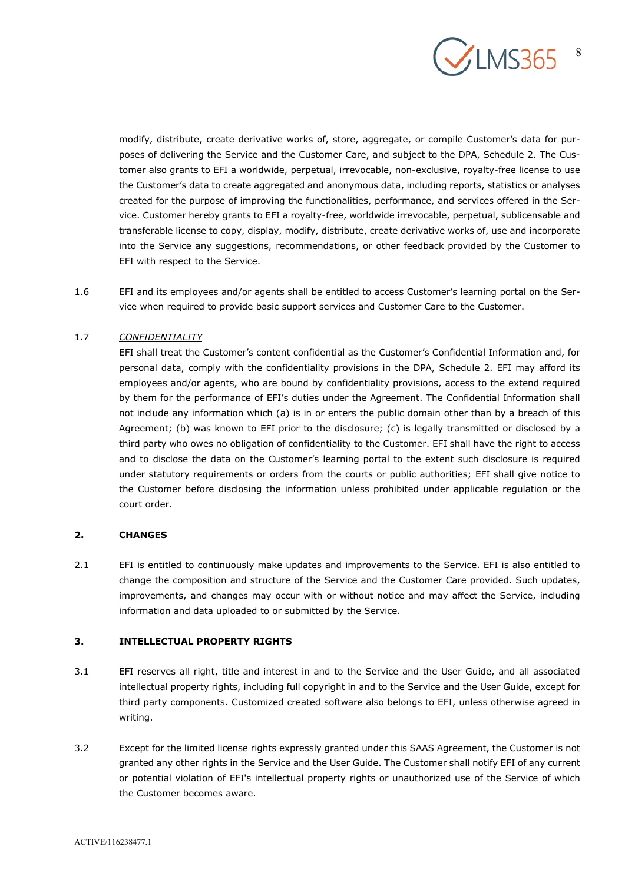modify, distribute, create derivative works of, store, aggregate, or compile Customer's data for purposes of delivering the Service and the Customer Care, and subject to the DPA, Schedule 2. The Customer also grants to EFI a worldwide, perpetual, irrevocable, non-exclusive, royalty-free license to use the Customer's data to create aggregated and anonymous data, including reports, statistics or analyses created for the purpose of improving the functionalities, performance, and services offered in the Service. Customer hereby grants to EFI a royalty-free, worldwide irrevocable, perpetual, sublicensable and transferable license to copy, display, modify, distribute, create derivative works of, use and incorporate into the Service any suggestions, recommendations, or other feedback provided by the Customer to EFI with respect to the Service.

1.6 EFI and its employees and/or agents shall be entitled to access Customer's learning portal on the Service when required to provide basic support services and Customer Care to the Customer.

1.7 *CONFIDENTIALITY*

EFI shall treat the Customer's content confidential as the Customer's Confidential Information and, for personal data, comply with the confidentiality provisions in the DPA, Schedule 2. EFI may afford its employees and/or agents, who are bound by confidentiality provisions, access to the extend required by them for the performance of EFI's duties under the Agreement. The Confidential Information shall not include any information which (a) is in or enters the public domain other than by a breach of this Agreement; (b) was known to EFI prior to the disclosure; (c) is legally transmitted or disclosed by a third party who owes no obligation of confidentiality to the Customer. EFI shall have the right to access and to disclose the data on the Customer's learning portal to the extent such disclosure is required under statutory requirements or orders from the courts or public authorities; EFI shall give notice to the Customer before disclosing the information unless prohibited under applicable regulation or the court order.

## 2. CHANGES

2.1 EFI is entitled to continuously make updates and improvements to the Service. EFI is also entitled to change the composition and structure of the Service and the Customer Care provided. Such updates, improvements, and changes may occur with or without notice and may affect the Service, including information and data uploaded to or submitted by the Service.

## 3. INTELLECTUAL PROPERTY RIGHTS

3.1 EFI reserves all right, title and interest in and to the Service and the User Guide, and all associated intellectual property rights, including full copyright in and to the Service and the User Guide, except for third party components. Customized created software also belongs to EFI, unless otherwise agreed in writing.

3.2 Except for the limited license rights expressly granted under this SAAS Agreement, the Customer is not granted any other rights in the Service and the User Guide. The Customer shall notify EFI of any current or potential violation of EFI's intellectual property rights or unauthorized use of the Service of which the Customer becomes aware.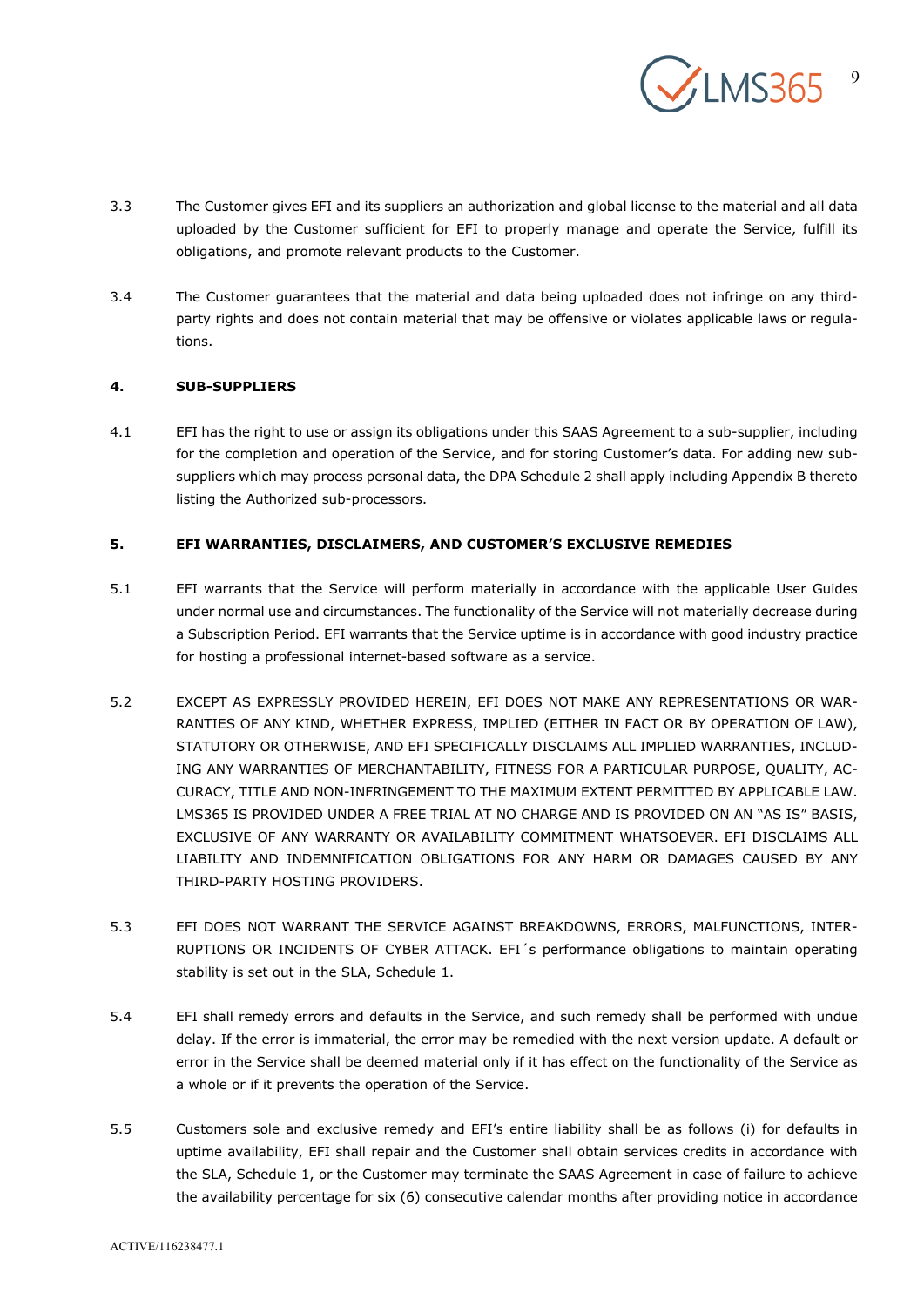3.3 The Customer gives EFI and its suppliers an authorization and global license to the material and all data uploaded by the Customer sufficient for EFI to properly manage and operate the Service, fulfill its obligations, and promote relevant products to the Customer.

3.4 The Customer guarantees that the material and data being uploaded does not infringe on any third-party rights and does not contain material that may be offensive or violates applicable laws or regulations.

**4. SUB-SUPPLIERS**

4.1 EFI has the right to use or assign its obligations under this SAAS Agreement to a sub-supplier, including for the completion and operation of the Service, and for storing Customer's data. For adding new sub-suppliers which may process personal data, the DPA Schedule 2 shall apply including Appendix B thereto listing the Authorized sub-processors.

**5. EFI WARRANTIES, DISCLAIMERS, AND CUSTOMER'S EXCLUSIVE REMEDIES**

5.1 EFI warrants that the Service will perform materially in accordance with the applicable User Guides under normal use and circumstances. The functionality of the Service will not materially decrease during a Subscription Period. EFI warrants that the Service uptime is in accordance with good industry practice for hosting a professional internet-based software as a service.

5.2 EXCEPT AS EXPRESSLY PROVIDED HEREIN, EFI DOES NOT MAKE ANY REPRESENTATIONS OR WARRANTIES OF ANY KIND, WHETHER EXPRESS, IMPLIED (EITHER IN FACT OR BY OPERATION OF LAW), STATUTORY OR OTHERWISE, AND EFI SPECIFICALLY DISCLAIMS ALL IMPLIED WARRANTIES, INCLUDING ANY WARRANTIES OF MERCHANTABILITY, FITNESS FOR A PARTICULAR PURPOSE, QUALITY, ACCURACY, TITLE AND NON-INFRINGEMENT TO THE MAXIMUM EXTENT PERMITTED BY APPLICABLE LAW. LMS365 IS PROVIDED UNDER A FREE TRIAL AT NO CHARGE AND IS PROVIDED ON AN "AS IS" BASIS, EXCLUSIVE OF ANY WARRANTY OR AVAILABILITY COMMITMENT WHATSOEVER. EFI DISCLAIMS ALL LIABILITY AND INDEMNIFICATION OBLIGATIONS FOR ANY HARM OR DAMAGES CAUSED BY ANY THIRD-PARTY HOSTING PROVIDERS.

5.3 EFI DOES NOT WARRANT THE SERVICE AGAINST BREAKDOWNS, ERRORS, MALFUNCTIONS, INTERRUPTIONS OR INCIDENTS OF CYBER ATTACK. EFI´s performance obligations to maintain operating stability is set out in the SLA, Schedule 1.

5.4 EFI shall remedy errors and defaults in the Service, and such remedy shall be performed with undue delay. If the error is immaterial, the error may be remedied with the next version update. A default or error in the Service shall be deemed material only if it has effect on the functionality of the Service as a whole or if it prevents the operation of the Service.

5.5 Customers sole and exclusive remedy and EFI's entire liability shall be as follows (i) for defaults in uptime availability, EFI shall repair and the Customer shall obtain services credits in accordance with the SLA, Schedule 1, or the Customer may terminate the SAAS Agreement in case of failure to achieve the availability percentage for six (6) consecutive calendar months after providing notice in accordance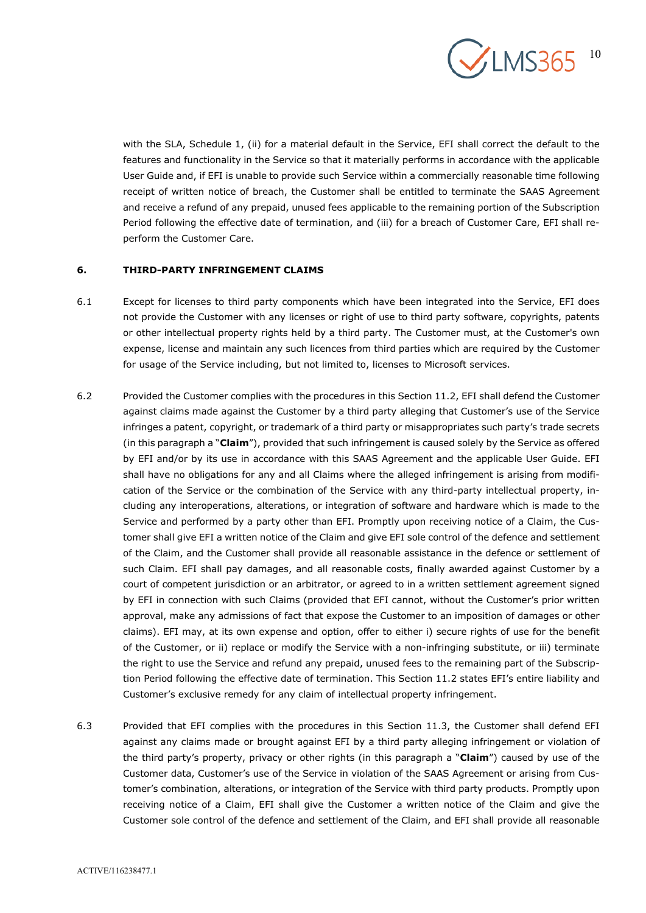with the SLA, Schedule 1, (ii) for a material default in the Service, EFI shall correct the default to the features and functionality in the Service so that it materially performs in accordance with the applicable User Guide and, if EFI is unable to provide such Service within a commercially reasonable time following receipt of written notice of breach, the Customer shall be entitled to terminate the SAAS Agreement and receive a refund of any prepaid, unused fees applicable to the remaining portion of the Subscription Period following the effective date of termination, and (iii) for a breach of Customer Care, EFI shall re-perform the Customer Care.

## 6. THIRD-PARTY INFRINGEMENT CLAIMS

6.1 Except for licenses to third party components which have been integrated into the Service, EFI does not provide the Customer with any licenses or right of use to third party software, copyrights, patents or other intellectual property rights held by a third party. The Customer must, at the Customer's own expense, license and maintain any such licences from third parties which are required by the Customer for usage of the Service including, but not limited to, licenses to Microsoft services.

6.2 Provided the Customer complies with the procedures in this Section 11.2, EFI shall defend the Customer against claims made against the Customer by a third party alleging that Customer's use of the Service infringes a patent, copyright, or trademark of a third party or misappropriates such party's trade secrets (in this paragraph a "**Claim**"), provided that such infringement is caused solely by the Service as offered by EFI and/or by its use in accordance with this SAAS Agreement and the applicable User Guide. EFI shall have no obligations for any and all Claims where the alleged infringement is arising from modification of the Service or the combination of the Service with any third-party intellectual property, including any interoperations, alterations, or integration of software and hardware which is made to the Service and performed by a party other than EFI. Promptly upon receiving notice of a Claim, the Customer shall give EFI a written notice of the Claim and give EFI sole control of the defence and settlement of the Claim, and the Customer shall provide all reasonable assistance in the defence or settlement of such Claim. EFI shall pay damages, and all reasonable costs, finally awarded against Customer by a court of competent jurisdiction or an arbitrator, or agreed to in a written settlement agreement signed by EFI in connection with such Claims (provided that EFI cannot, without the Customer's prior written approval, make any admissions of fact that expose the Customer to an imposition of damages or other claims). EFI may, at its own expense and option, offer to either i) secure rights of use for the benefit of the Customer, or ii) replace or modify the Service with a non-infringing substitute, or iii) terminate the right to use the Service and refund any prepaid, unused fees to the remaining part of the Subscription Period following the effective date of termination. This Section 11.2 states EFI's entire liability and Customer's exclusive remedy for any claim of intellectual property infringement.

6.3 Provided that EFI complies with the procedures in this Section 11.3, the Customer shall defend EFI against any claims made or brought against EFI by a third party alleging infringement or violation of the third party's property, privacy or other rights (in this paragraph a "**Claim**") caused by use of the Customer data, Customer's use of the Service in violation of the SAAS Agreement or arising from Customer's combination, alterations, or integration of the Service with third party products. Promptly upon receiving notice of a Claim, EFI shall give the Customer a written notice of the Claim and give the Customer sole control of the defence and settlement of the Claim, and EFI shall provide all reasonable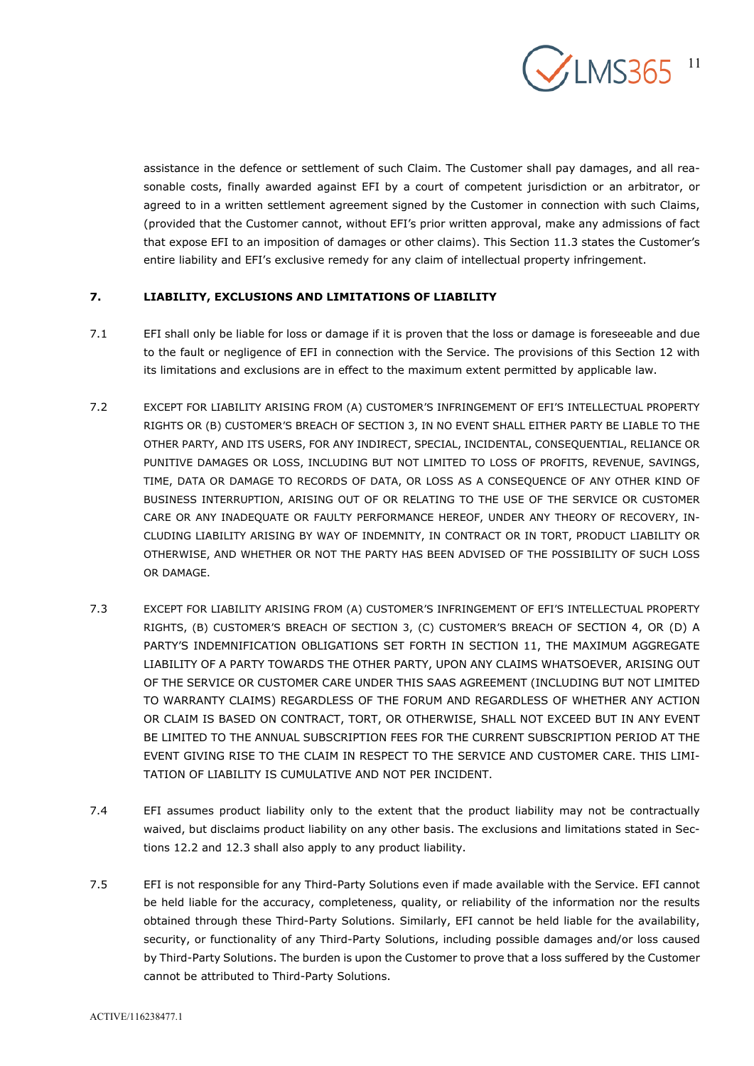assistance in the defence or settlement of such Claim. The Customer shall pay damages, and all reasonable costs, finally awarded against EFI by a court of competent jurisdiction or an arbitrator, or agreed to in a written settlement agreement signed by the Customer in connection with such Claims, (provided that the Customer cannot, without EFI's prior written approval, make any admissions of fact that expose EFI to an imposition of damages or other claims). This Section 11.3 states the Customer's entire liability and EFI's exclusive remedy for any claim of intellectual property infringement.

## 7. LIABILITY, EXCLUSIONS AND LIMITATIONS OF LIABILITY

7.1 EFI shall only be liable for loss or damage if it is proven that the loss or damage is foreseeable and due to the fault or negligence of EFI in connection with the Service. The provisions of this Section 12 with its limitations and exclusions are in effect to the maximum extent permitted by applicable law.

7.2 EXCEPT FOR LIABILITY ARISING FROM (A) CUSTOMER'S INFRINGEMENT OF EFI'S INTELLECTUAL PROPERTY RIGHTS OR (B) CUSTOMER'S BREACH OF SECTION 3, IN NO EVENT SHALL EITHER PARTY BE LIABLE TO THE OTHER PARTY, AND ITS USERS, FOR ANY INDIRECT, SPECIAL, INCIDENTAL, CONSEQUENTIAL, RELIANCE OR PUNITIVE DAMAGES OR LOSS, INCLUDING BUT NOT LIMITED TO LOSS OF PROFITS, REVENUE, SAVINGS, TIME, DATA OR DAMAGE TO RECORDS OF DATA, OR LOSS AS A CONSEQUENCE OF ANY OTHER KIND OF BUSINESS INTERRUPTION, ARISING OUT OF OR RELATING TO THE USE OF THE SERVICE OR CUSTOMER CARE OR ANY INADEQUATE OR FAULTY PERFORMANCE HEREOF, UNDER ANY THEORY OF RECOVERY, INCLUDING LIABILITY ARISING BY WAY OF INDEMNITY, IN CONTRACT OR IN TORT, PRODUCT LIABILITY OR OTHERWISE, AND WHETHER OR NOT THE PARTY HAS BEEN ADVISED OF THE POSSIBILITY OF SUCH LOSS OR DAMAGE.

7.3 EXCEPT FOR LIABILITY ARISING FROM (A) CUSTOMER'S INFRINGEMENT OF EFI'S INTELLECTUAL PROPERTY RIGHTS, (B) CUSTOMER'S BREACH OF SECTION 3, (C) CUSTOMER'S BREACH OF SECTION 4, OR (D) A PARTY'S INDEMNIFICATION OBLIGATIONS SET FORTH IN SECTION 11, THE MAXIMUM AGGREGATE LIABILITY OF A PARTY TOWARDS THE OTHER PARTY, UPON ANY CLAIMS WHATSOEVER, ARISING OUT OF THE SERVICE OR CUSTOMER CARE UNDER THIS SAAS AGREEMENT (INCLUDING BUT NOT LIMITED TO WARRANTY CLAIMS) REGARDLESS OF THE FORUM AND REGARDLESS OF WHETHER ANY ACTION OR CLAIM IS BASED ON CONTRACT, TORT, OR OTHERWISE, SHALL NOT EXCEED BUT IN ANY EVENT BE LIMITED TO THE ANNUAL SUBSCRIPTION FEES FOR THE CURRENT SUBSCRIPTION PERIOD AT THE EVENT GIVING RISE TO THE CLAIM IN RESPECT TO THE SERVICE AND CUSTOMER CARE. THIS LIMITATION OF LIABILITY IS CUMULATIVE AND NOT PER INCIDENT.

7.4 EFI assumes product liability only to the extent that the product liability may not be contractually waived, but disclaims product liability on any other basis. The exclusions and limitations stated in Sections 12.2 and 12.3 shall also apply to any product liability.

7.5 EFI is not responsible for any Third-Party Solutions even if made available with the Service. EFI cannot be held liable for the accuracy, completeness, quality, or reliability of the information nor the results obtained through these Third-Party Solutions. Similarly, EFI cannot be held liable for the availability, security, or functionality of any Third-Party Solutions, including possible damages and/or loss caused by Third-Party Solutions. The burden is upon the Customer to prove that a loss suffered by the Customer cannot be attributed to Third-Party Solutions.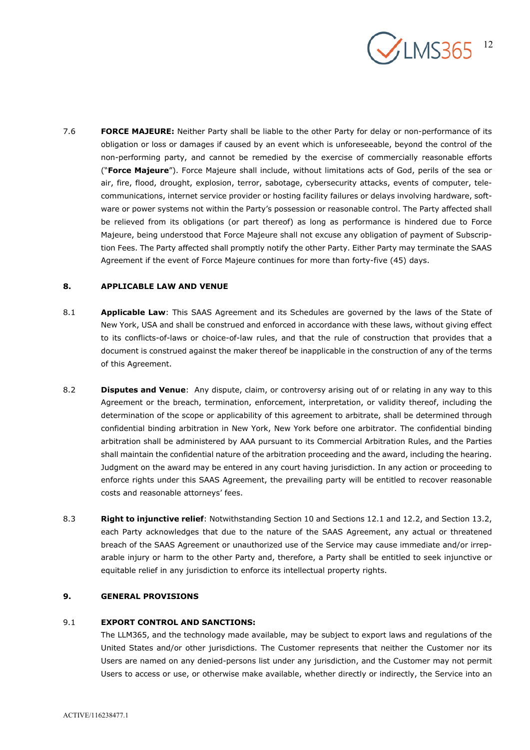7.6 **FORCE MAJEURE:** Neither Party shall be liable to the other Party for delay or non-performance of its obligation or loss or damages if caused by an event which is unforeseeable, beyond the control of the non-performing party, and cannot be remedied by the exercise of commercially reasonable efforts ("**Force Majeure**"). Force Majeure shall include, without limitations acts of God, perils of the sea or air, fire, flood, drought, explosion, terror, sabotage, cybersecurity attacks, events of computer, telecommunications, internet service provider or hosting facility failures or delays involving hardware, software or power systems not within the Party's possession or reasonable control. The Party affected shall be relieved from its obligations (or part thereof) as long as performance is hindered due to Force Majeure, being understood that Force Majeure shall not excuse any obligation of payment of Subscription Fees. The Party affected shall promptly notify the other Party. Either Party may terminate the SAAS Agreement if the event of Force Majeure continues for more than forty-five (45) days.

## 8. APPLICABLE LAW AND VENUE

8.1 **Applicable Law**: This SAAS Agreement and its Schedules are governed by the laws of the State of New York, USA and shall be construed and enforced in accordance with these laws, without giving effect to its conflicts-of-laws or choice-of-law rules, and that the rule of construction that provides that a document is construed against the maker thereof be inapplicable in the construction of any of the terms of this Agreement.

8.2 **Disputes and Venue**: Any dispute, claim, or controversy arising out of or relating in any way to this Agreement or the breach, termination, enforcement, interpretation, or validity thereof, including the determination of the scope or applicability of this agreement to arbitrate, shall be determined through confidential binding arbitration in New York, New York before one arbitrator. The confidential binding arbitration shall be administered by AAA pursuant to its Commercial Arbitration Rules, and the Parties shall maintain the confidential nature of the arbitration proceeding and the award, including the hearing. Judgment on the award may be entered in any court having jurisdiction. In any action or proceeding to enforce rights under this SAAS Agreement, the prevailing party will be entitled to recover reasonable costs and reasonable attorneys' fees.

8.3 **Right to injunctive relief**: Notwithstanding Section 10 and Sections 12.1 and 12.2, and Section 13.2, each Party acknowledges that due to the nature of the SAAS Agreement, any actual or threatened breach of the SAAS Agreement or unauthorized use of the Service may cause immediate and/or irreparable injury or harm to the other Party and, therefore, a Party shall be entitled to seek injunctive or equitable relief in any jurisdiction to enforce its intellectual property rights.

## 9. GENERAL PROVISIONS

9.1 **EXPORT CONTROL AND SANCTIONS:**

The LLM365, and the technology made available, may be subject to export laws and regulations of the United States and/or other jurisdictions. The Customer represents that neither the Customer nor its Users are named on any denied-persons list under any jurisdiction, and the Customer may not permit Users to access or use, or otherwise make available, whether directly or indirectly, the Service into an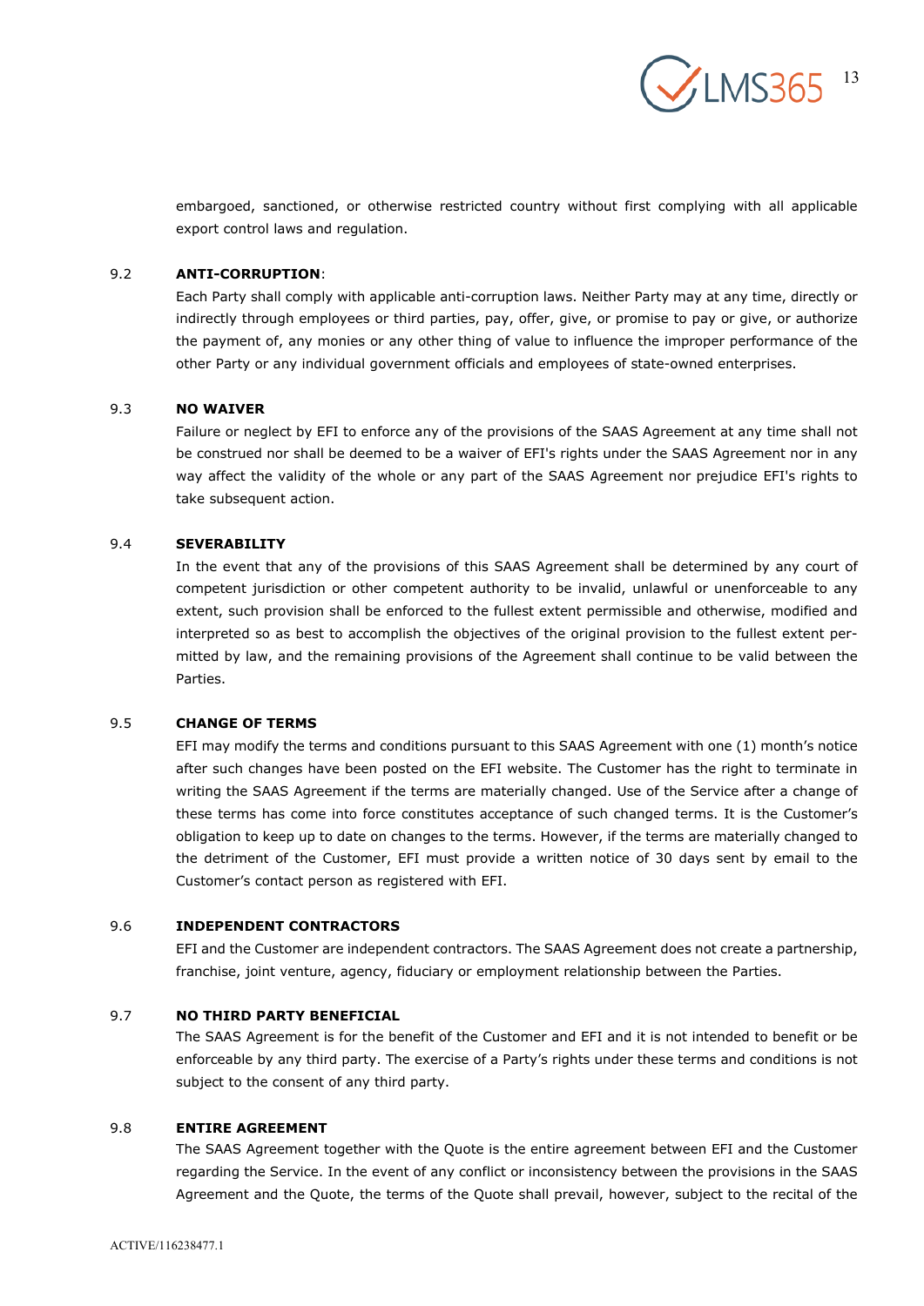embargoed, sanctioned, or otherwise restricted country without first complying with all applicable export control laws and regulation.

9.2 **ANTI-CORRUPTION**:

Each Party shall comply with applicable anti-corruption laws. Neither Party may at any time, directly or indirectly through employees or third parties, pay, offer, give, or promise to pay or give, or authorize the payment of, any monies or any other thing of value to influence the improper performance of the other Party or any individual government officials and employees of state-owned enterprises.

9.3 **NO WAIVER**

Failure or neglect by EFI to enforce any of the provisions of the SAAS Agreement at any time shall not be construed nor shall be deemed to be a waiver of EFI's rights under the SAAS Agreement nor in any way affect the validity of the whole or any part of the SAAS Agreement nor prejudice EFI's rights to take subsequent action.

9.4 **SEVERABILITY**

In the event that any of the provisions of this SAAS Agreement shall be determined by any court of competent jurisdiction or other competent authority to be invalid, unlawful or unenforceable to any extent, such provision shall be enforced to the fullest extent permissible and otherwise, modified and interpreted so as best to accomplish the objectives of the original provision to the fullest extent permitted by law, and the remaining provisions of the Agreement shall continue to be valid between the Parties.

9.5 **CHANGE OF TERMS**

EFI may modify the terms and conditions pursuant to this SAAS Agreement with one (1) month's notice after such changes have been posted on the EFI website. The Customer has the right to terminate in writing the SAAS Agreement if the terms are materially changed. Use of the Service after a change of these terms has come into force constitutes acceptance of such changed terms. It is the Customer's obligation to keep up to date on changes to the terms. However, if the terms are materially changed to the detriment of the Customer, EFI must provide a written notice of 30 days sent by email to the Customer's contact person as registered with EFI.

9.6 **INDEPENDENT CONTRACTORS**

EFI and the Customer are independent contractors. The SAAS Agreement does not create a partnership, franchise, joint venture, agency, fiduciary or employment relationship between the Parties.

9.7 **NO THIRD PARTY BENEFICIAL**

The SAAS Agreement is for the benefit of the Customer and EFI and it is not intended to benefit or be enforceable by any third party. The exercise of a Party's rights under these terms and conditions is not subject to the consent of any third party.

9.8 **ENTIRE AGREEMENT**

The SAAS Agreement together with the Quote is the entire agreement between EFI and the Customer regarding the Service. In the event of any conflict or inconsistency between the provisions in the SAAS Agreement and the Quote, the terms of the Quote shall prevail, however, subject to the recital of the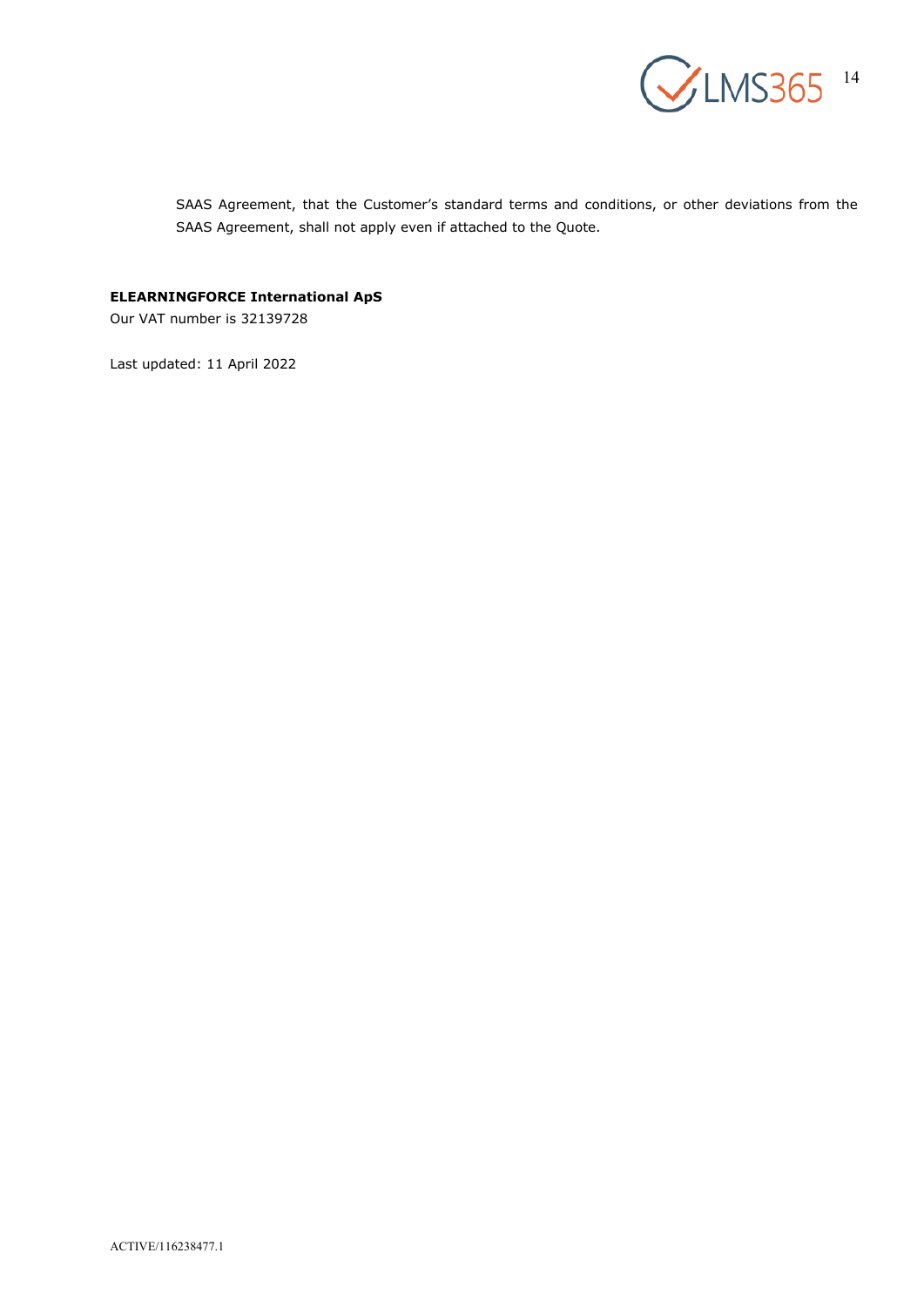SAAS Agreement, that the Customer's standard terms and conditions, or other deviations from the SAAS Agreement, shall not apply even if attached to the Quote.

**ELEARNINGFORCE International ApS**
Our VAT number is 32139728

Last updated: 11 April 2022

ACTIVE/116238477.1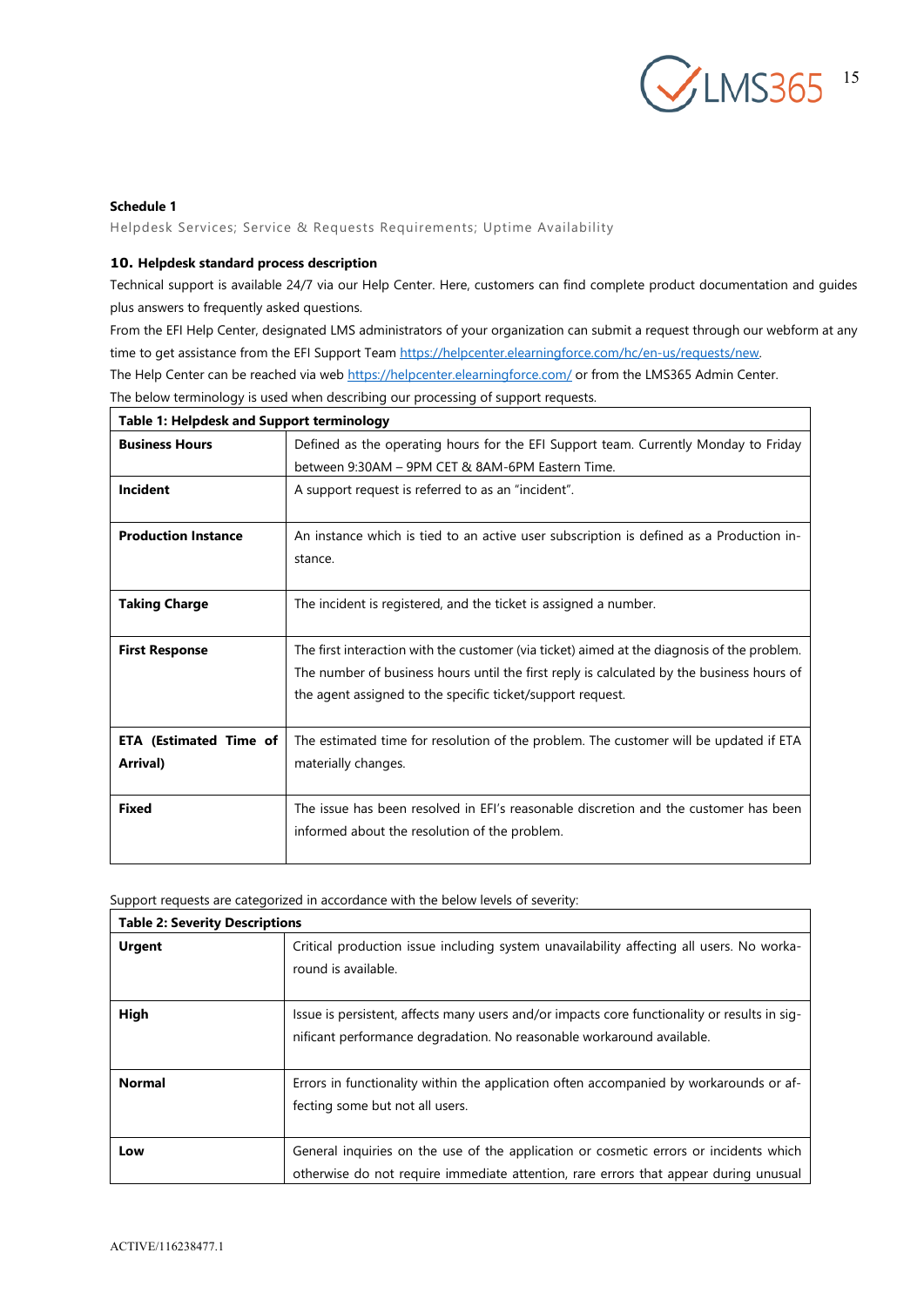**Schedule 1**

Helpdesk Services; Service & Requests Requirements; Uptime Availability

**10. Helpdesk standard process description**

Technical support is available 24/7 via our Help Center. Here, customers can find complete product documentation and guides plus answers to frequently asked questions.

From the EFI Help Center, designated LMS administrators of your organization can submit a request through our webform at any time to get assistance from the EFI Support Team https://helpcenter.elearningforce.com/hc/en-us/requests/new.

The Help Center can be reached via web https://helpcenter.elearningforce.com/ or from the LMS365 Admin Center.

The below terminology is used when describing our processing of support requests.

| **Table 1: Helpdesk and Support terminology** | |
|---|---|
| **Business Hours** | Defined as the operating hours for the EFI Support team. Currently Monday to Friday between 9:30AM – 9PM CET & 8AM-6PM Eastern Time. |
| **Incident** | A support request is referred to as an "incident". |
| **Production Instance** | An instance which is tied to an active user subscription is defined as a Production instance. |
| **Taking Charge** | The incident is registered, and the ticket is assigned a number. |
| **First Response** | The first interaction with the customer (via ticket) aimed at the diagnosis of the problem. The number of business hours until the first reply is calculated by the business hours of the agent assigned to the specific ticket/support request. |
| **ETA (Estimated Time of Arrival)** | The estimated time for resolution of the problem. The customer will be updated if ETA materially changes. |
| **Fixed** | The issue has been resolved in EFI's reasonable discretion and the customer has been informed about the resolution of the problem. |

Support requests are categorized in accordance with the below levels of severity:

| **Table 2: Severity Descriptions** | |
|---|---|
| **Urgent** | Critical production issue including system unavailability affecting all users. No workaround is available. |
| **High** | Issue is persistent, affects many users and/or impacts core functionality or results in significant performance degradation. No reasonable workaround available. |
| **Normal** | Errors in functionality within the application often accompanied by workarounds or affecting some but not all users. |
| **Low** | General inquiries on the use of the application or cosmetic errors or incidents which otherwise do not require immediate attention, rare errors that appear during unusual |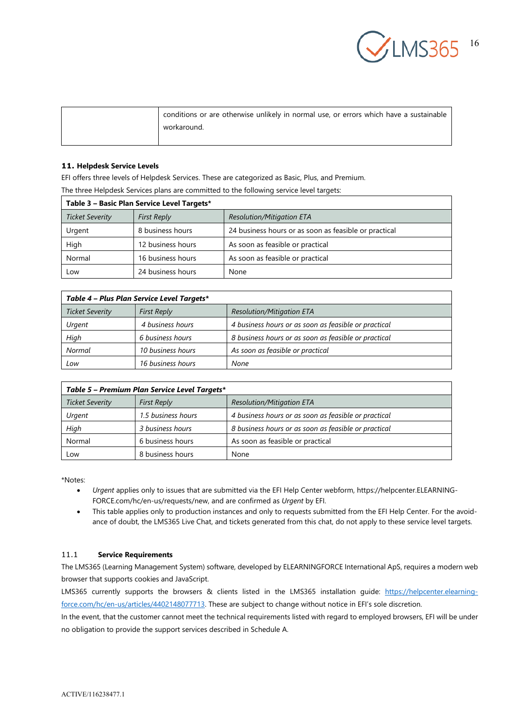| | conditions or are otherwise unlikely in normal use, or errors which have a sustainable workaround. |
|---|---|

## 11. Helpdesk Service Levels

EFI offers three levels of Helpdesk Services. These are categorized as Basic, Plus, and Premium.

The three Helpdesk Services plans are committed to the following service level targets:

| **Table 3 – Basic Plan Service Level Targets*** | | |
|---|---|---|
| *Ticket Severity* | *First Reply* | *Resolution/Mitigation ETA* |
| Urgent | 8 business hours | 24 business hours or as soon as feasible or practical |
| High | 12 business hours | As soon as feasible or practical |
| Normal | 16 business hours | As soon as feasible or practical |
| Low | 24 business hours | None |

| ***Table 4 – Plus Plan Service Level Targets**** | | |
|---|---|---|
| *Ticket Severity* | *First Reply* | *Resolution/Mitigation ETA* |
| *Urgent* | *4 business hours* | *4 business hours or as soon as feasible or practical* |
| *High* | *6 business hours* | *8 business hours or as soon as feasible or practical* |
| *Normal* | *10 business hours* | *As soon as feasible or practical* |
| *Low* | *16 business hours* | *None* |

| ***Table 5 – Premium Plan Service Level Targets**** | | |
|---|---|---|
| *Ticket Severity* | *First Reply* | *Resolution/Mitigation ETA* |
| *Urgent* | *1.5 business hours* | *4 business hours or as soon as feasible or practical* |
| *High* | *3 business hours* | *8 business hours or as soon as feasible or practical* |
| Normal | 6 business hours | As soon as feasible or practical |
| Low | 8 business hours | None |

*Notes:

- *Urgent* applies only to issues that are submitted via the EFI Help Center webform, https://helpcenter.ELEARNING-FORCE.com/hc/en-us/requests/new, and are confirmed as *Urgent* by EFI.
- This table applies only to production instances and only to requests submitted from the EFI Help Center. For the avoidance of doubt, the LMS365 Live Chat, and tickets generated from this chat, do not apply to these service level targets.

### 11.1 Service Requirements

The LMS365 (Learning Management System) software, developed by ELEARNINGFORCE International ApS, requires a modern web browser that supports cookies and JavaScript.

LMS365 currently supports the browsers & clients listed in the LMS365 installation guide: [https://helpcenter.elearning-force.com/hc/en-us/articles/4402148077713](https://helpcenter.elearning-force.com/hc/en-us/articles/4402148077713). These are subject to change without notice in EFI's sole discretion.

In the event, that the customer cannot meet the technical requirements listed with regard to employed browsers, EFI will be under no obligation to provide the support services described in Schedule A.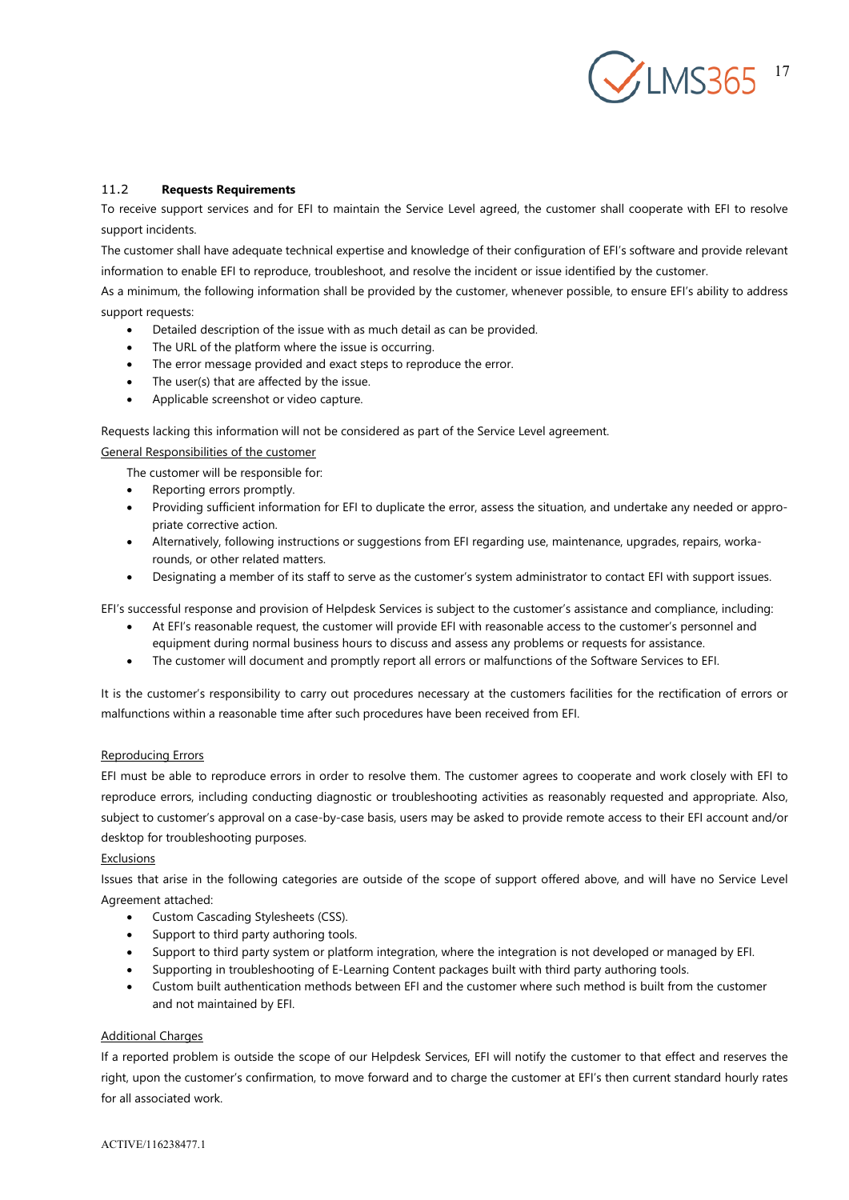### 11.2 Requests Requirements

To receive support services and for EFI to maintain the Service Level agreed, the customer shall cooperate with EFI to resolve support incidents.

The customer shall have adequate technical expertise and knowledge of their configuration of EFI's software and provide relevant information to enable EFI to reproduce, troubleshoot, and resolve the incident or issue identified by the customer.

As a minimum, the following information shall be provided by the customer, whenever possible, to ensure EFI's ability to address support requests:

- Detailed description of the issue with as much detail as can be provided.
- The URL of the platform where the issue is occurring.
- The error message provided and exact steps to reproduce the error.
- The user(s) that are affected by the issue.
- Applicable screenshot or video capture.

Requests lacking this information will not be considered as part of the Service Level agreement.

<u>General Responsibilities of the customer</u>

The customer will be responsible for:

- Reporting errors promptly.
- Providing sufficient information for EFI to duplicate the error, assess the situation, and undertake any needed or appropriate corrective action.
- Alternatively, following instructions or suggestions from EFI regarding use, maintenance, upgrades, repairs, workarounds, or other related matters.
- Designating a member of its staff to serve as the customer's system administrator to contact EFI with support issues.

EFI's successful response and provision of Helpdesk Services is subject to the customer's assistance and compliance, including:

- At EFI's reasonable request, the customer will provide EFI with reasonable access to the customer's personnel and equipment during normal business hours to discuss and assess any problems or requests for assistance.
- The customer will document and promptly report all errors or malfunctions of the Software Services to EFI.

It is the customer's responsibility to carry out procedures necessary at the customers facilities for the rectification of errors or malfunctions within a reasonable time after such procedures have been received from EFI.

<u>Reproducing Errors</u>

EFI must be able to reproduce errors in order to resolve them. The customer agrees to cooperate and work closely with EFI to reproduce errors, including conducting diagnostic or troubleshooting activities as reasonably requested and appropriate. Also, subject to customer's approval on a case-by-case basis, users may be asked to provide remote access to their EFI account and/or desktop for troubleshooting purposes.

<u>Exclusions</u>

Issues that arise in the following categories are outside of the scope of support offered above, and will have no Service Level Agreement attached:

- Custom Cascading Stylesheets (CSS).
- Support to third party authoring tools.
- Support to third party system or platform integration, where the integration is not developed or managed by EFI.
- Supporting in troubleshooting of E-Learning Content packages built with third party authoring tools.
- Custom built authentication methods between EFI and the customer where such method is built from the customer and not maintained by EFI.

<u>Additional Charges</u>

If a reported problem is outside the scope of our Helpdesk Services, EFI will notify the customer to that effect and reserves the right, upon the customer's confirmation, to move forward and to charge the customer at EFI's then current standard hourly rates for all associated work.

ACTIVE/116238477.1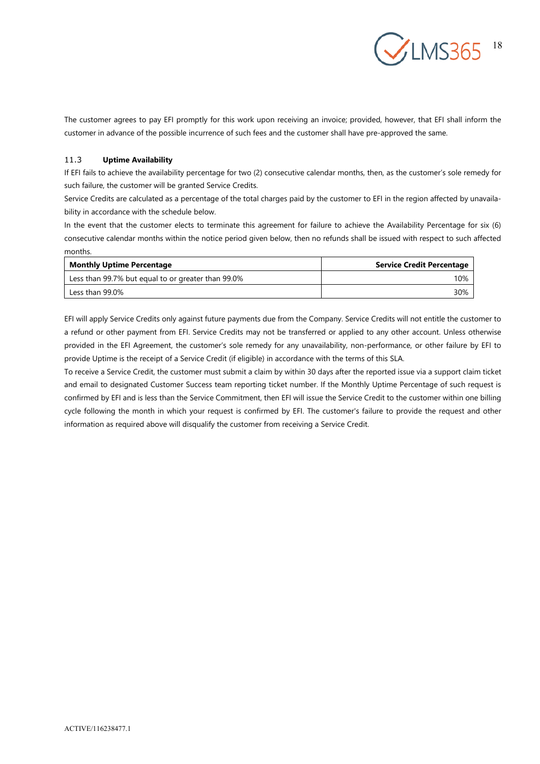The customer agrees to pay EFI promptly for this work upon receiving an invoice; provided, however, that EFI shall inform the customer in advance of the possible incurrence of such fees and the customer shall have pre-approved the same.

### 11.3 Uptime Availability

If EFI fails to achieve the availability percentage for two (2) consecutive calendar months, then, as the customer's sole remedy for such failure, the customer will be granted Service Credits.

Service Credits are calculated as a percentage of the total charges paid by the customer to EFI in the region affected by unavailability in accordance with the schedule below.

In the event that the customer elects to terminate this agreement for failure to achieve the Availability Percentage for six (6) consecutive calendar months within the notice period given below, then no refunds shall be issued with respect to such affected months.

| **Monthly Uptime Percentage** | **Service Credit Percentage** |
|---|---:|
| Less than 99.7% but equal to or greater than 99.0% | 10% |
| Less than 99.0% | 30% |

EFI will apply Service Credits only against future payments due from the Company. Service Credits will not entitle the customer to a refund or other payment from EFI. Service Credits may not be transferred or applied to any other account. Unless otherwise provided in the EFI Agreement, the customer's sole remedy for any unavailability, non-performance, or other failure by EFI to provide Uptime is the receipt of a Service Credit (if eligible) in accordance with the terms of this SLA.

To receive a Service Credit, the customer must submit a claim by within 30 days after the reported issue via a support claim ticket and email to designated Customer Success team reporting ticket number. If the Monthly Uptime Percentage of such request is confirmed by EFI and is less than the Service Commitment, then EFI will issue the Service Credit to the customer within one billing cycle following the month in which your request is confirmed by EFI. The customer's failure to provide the request and other information as required above will disqualify the customer from receiving a Service Credit.